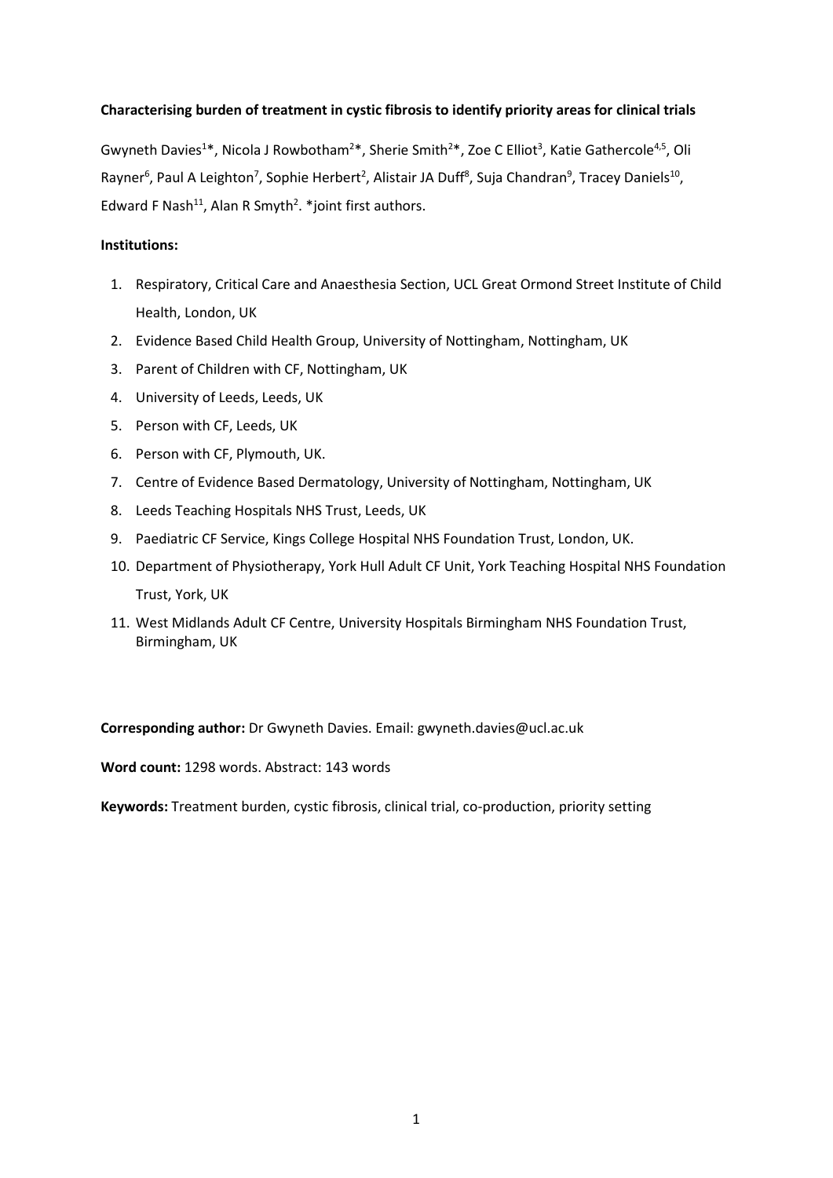**Characterising burden of treatment in cystic fibrosis to identify priority areas for clinical trials**

Gwyneth Davies[1]*, Nicola J Rowbotham[2]*, Sherie Smith[2]*, Zoe C Elliot[3], Katie Gathercole[4,5], Oli Rayner[6], Paul A Leighton[7], Sophie Herbert[2], Alistair JA Duff[8], Suja Chandran[9], Tracey Daniels[10], Edward F Nash[11], Alan R Smyth[2]. *joint first authors.

**Institutions:**

1. Respiratory, Critical Care and Anaesthesia Section, UCL Great Ormond Street Institute of Child Health, London, UK
2. Evidence Based Child Health Group, University of Nottingham, Nottingham, UK
3. Parent of Children with CF, Nottingham, UK
4. University of Leeds, Leeds, UK
5. Person with CF, Leeds, UK
6. Person with CF, Plymouth, UK.
7. Centre of Evidence Based Dermatology, University of Nottingham, Nottingham, UK
8. Leeds Teaching Hospitals NHS Trust, Leeds, UK
9. Paediatric CF Service, Kings College Hospital NHS Foundation Trust, London, UK.
10. Department of Physiotherapy, York Hull Adult CF Unit, York Teaching Hospital NHS Foundation Trust, York, UK
11. West Midlands Adult CF Centre, University Hospitals Birmingham NHS Foundation Trust, Birmingham, UK

**Corresponding author:** Dr Gwyneth Davies. Email: gwyneth.davies@ucl.ac.uk

**Word count:** 1298 words. Abstract: 143 words

**Keywords:** Treatment burden, cystic fibrosis, clinical trial, co-production, priority setting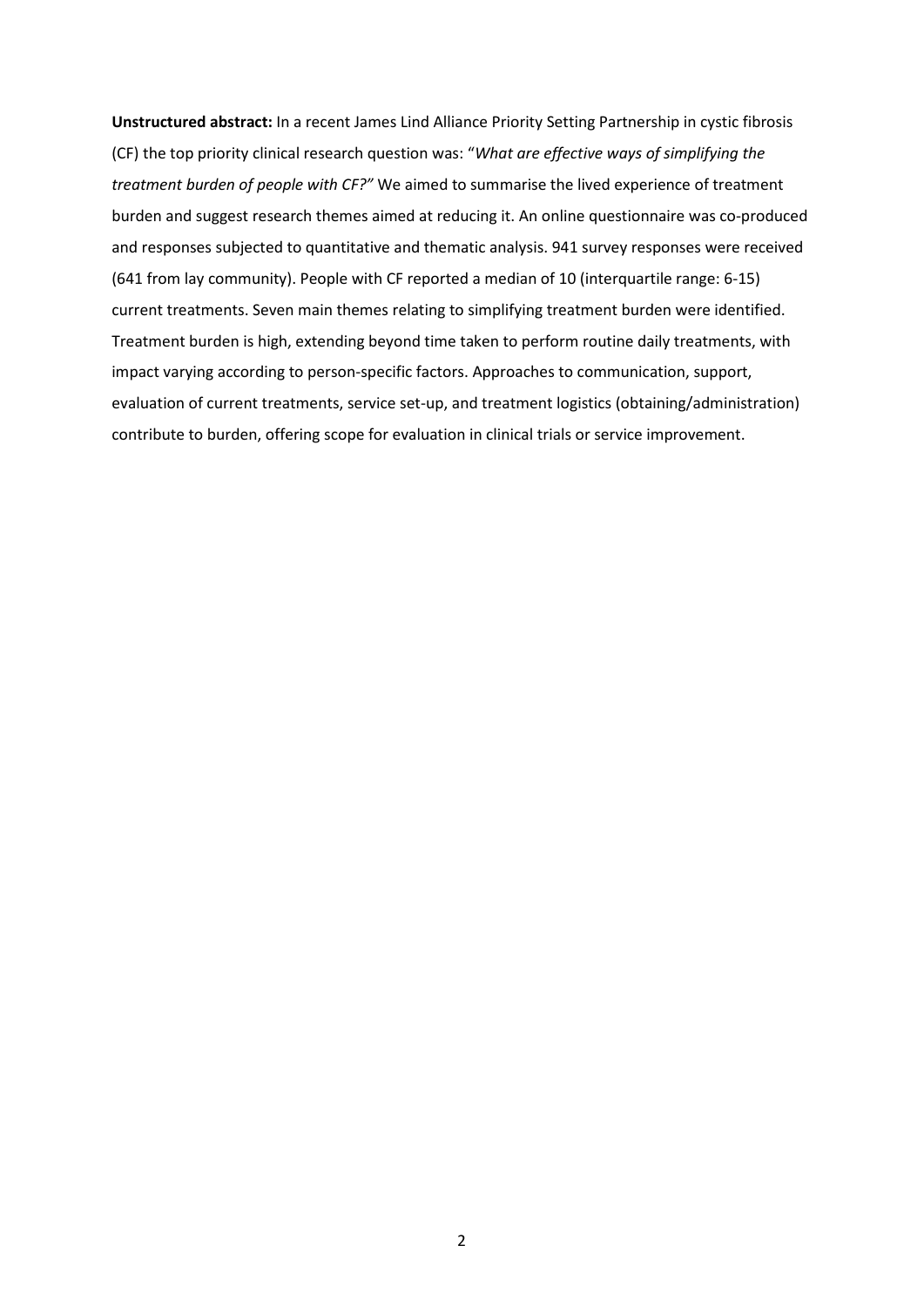**Unstructured abstract:** In a recent James Lind Alliance Priority Setting Partnership in cystic fibrosis (CF) the top priority clinical research question was: "*What are effective ways of simplifying the treatment burden of people with CF?"* We aimed to summarise the lived experience of treatment burden and suggest research themes aimed at reducing it. An online questionnaire was co-produced and responses subjected to quantitative and thematic analysis. 941 survey responses were received (641 from lay community). People with CF reported a median of 10 (interquartile range: 6-15) current treatments. Seven main themes relating to simplifying treatment burden were identified. Treatment burden is high, extending beyond time taken to perform routine daily treatments, with impact varying according to person-specific factors. Approaches to communication, support, evaluation of current treatments, service set-up, and treatment logistics (obtaining/administration) contribute to burden, offering scope for evaluation in clinical trials or service improvement.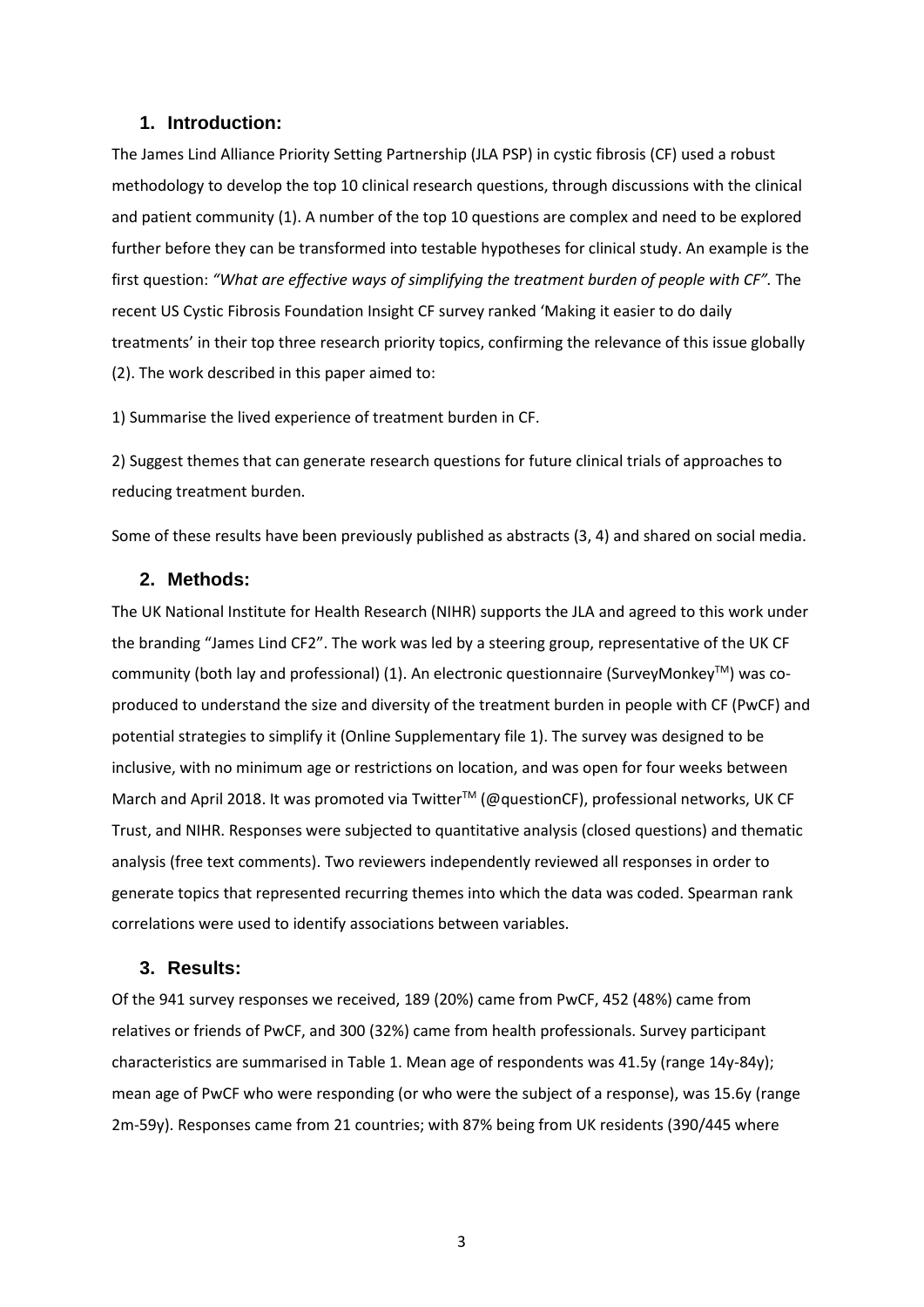## 1. Introduction:

The James Lind Alliance Priority Setting Partnership (JLA PSP) in cystic fibrosis (CF) used a robust methodology to develop the top 10 clinical research questions, through discussions with the clinical and patient community (1). A number of the top 10 questions are complex and need to be explored further before they can be transformed into testable hypotheses for clinical study. An example is the first question: *"What are effective ways of simplifying the treatment burden of people with CF".* The recent US Cystic Fibrosis Foundation Insight CF survey ranked 'Making it easier to do daily treatments' in their top three research priority topics, confirming the relevance of this issue globally (2). The work described in this paper aimed to:

1) Summarise the lived experience of treatment burden in CF.

2) Suggest themes that can generate research questions for future clinical trials of approaches to reducing treatment burden.

Some of these results have been previously published as abstracts (3, 4) and shared on social media.

## 2. Methods:

The UK National Institute for Health Research (NIHR) supports the JLA and agreed to this work under the branding "James Lind CF2". The work was led by a steering group, representative of the UK CF community (both lay and professional) (1). An electronic questionnaire (SurveyMonkey™) was co-produced to understand the size and diversity of the treatment burden in people with CF (PwCF) and potential strategies to simplify it (Online Supplementary file 1). The survey was designed to be inclusive, with no minimum age or restrictions on location, and was open for four weeks between March and April 2018. It was promoted via Twitter™ (@questionCF), professional networks, UK CF Trust, and NIHR. Responses were subjected to quantitative analysis (closed questions) and thematic analysis (free text comments). Two reviewers independently reviewed all responses in order to generate topics that represented recurring themes into which the data was coded. Spearman rank correlations were used to identify associations between variables.

## 3. Results:

Of the 941 survey responses we received, 189 (20%) came from PwCF, 452 (48%) came from relatives or friends of PwCF, and 300 (32%) came from health professionals. Survey participant characteristics are summarised in Table 1. Mean age of respondents was 41.5y (range 14y-84y); mean age of PwCF who were responding (or who were the subject of a response), was 15.6y (range 2m-59y). Responses came from 21 countries; with 87% being from UK residents (390/445 where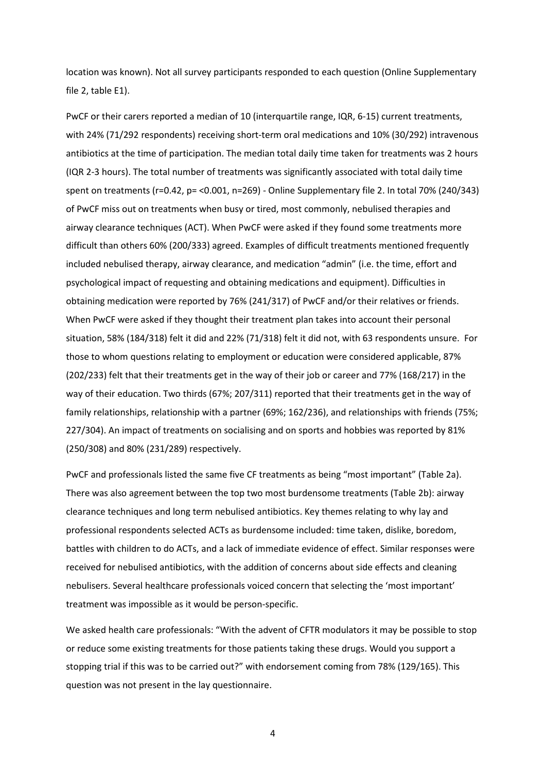location was known). Not all survey participants responded to each question (Online Supplementary file 2, table E1).

PwCF or their carers reported a median of 10 (interquartile range, IQR, 6-15) current treatments, with 24% (71/292 respondents) receiving short-term oral medications and 10% (30/292) intravenous antibiotics at the time of participation. The median total daily time taken for treatments was 2 hours (IQR 2-3 hours). The total number of treatments was significantly associated with total daily time spent on treatments ($r=0.42$, $p= <0.001$, $n=269$) - Online Supplementary file 2. In total 70% (240/343) of PwCF miss out on treatments when busy or tired, most commonly, nebulised therapies and airway clearance techniques (ACT). When PwCF were asked if they found some treatments more difficult than others 60% (200/333) agreed. Examples of difficult treatments mentioned frequently included nebulised therapy, airway clearance, and medication "admin" (i.e. the time, effort and psychological impact of requesting and obtaining medications and equipment). Difficulties in obtaining medication were reported by 76% (241/317) of PwCF and/or their relatives or friends. When PwCF were asked if they thought their treatment plan takes into account their personal situation, 58% (184/318) felt it did and 22% (71/318) felt it did not, with 63 respondents unsure. For those to whom questions relating to employment or education were considered applicable, 87% (202/233) felt that their treatments get in the way of their job or career and 77% (168/217) in the way of their education. Two thirds (67%; 207/311) reported that their treatments get in the way of family relationships, relationship with a partner (69%; 162/236), and relationships with friends (75%; 227/304). An impact of treatments on socialising and on sports and hobbies was reported by 81% (250/308) and 80% (231/289) respectively.

PwCF and professionals listed the same five CF treatments as being "most important" (Table 2a). There was also agreement between the top two most burdensome treatments (Table 2b): airway clearance techniques and long term nebulised antibiotics. Key themes relating to why lay and professional respondents selected ACTs as burdensome included: time taken, dislike, boredom, battles with children to do ACTs, and a lack of immediate evidence of effect. Similar responses were received for nebulised antibiotics, with the addition of concerns about side effects and cleaning nebulisers. Several healthcare professionals voiced concern that selecting the 'most important' treatment was impossible as it would be person-specific.

We asked health care professionals: "With the advent of CFTR modulators it may be possible to stop or reduce some existing treatments for those patients taking these drugs. Would you support a stopping trial if this was to be carried out?" with endorsement coming from 78% (129/165). This question was not present in the lay questionnaire.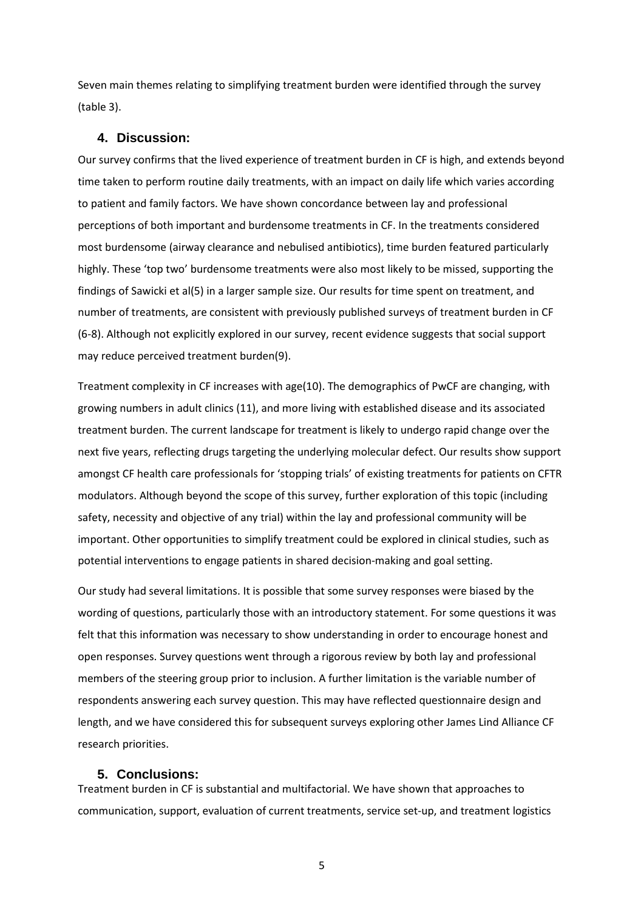Seven main themes relating to simplifying treatment burden were identified through the survey (table 3).

## 4. Discussion:

Our survey confirms that the lived experience of treatment burden in CF is high, and extends beyond time taken to perform routine daily treatments, with an impact on daily life which varies according to patient and family factors. We have shown concordance between lay and professional perceptions of both important and burdensome treatments in CF. In the treatments considered most burdensome (airway clearance and nebulised antibiotics), time burden featured particularly highly. These 'top two' burdensome treatments were also most likely to be missed, supporting the findings of Sawicki et al(5) in a larger sample size. Our results for time spent on treatment, and number of treatments, are consistent with previously published surveys of treatment burden in CF (6-8). Although not explicitly explored in our survey, recent evidence suggests that social support may reduce perceived treatment burden(9).

Treatment complexity in CF increases with age(10). The demographics of PwCF are changing, with growing numbers in adult clinics (11), and more living with established disease and its associated treatment burden. The current landscape for treatment is likely to undergo rapid change over the next five years, reflecting drugs targeting the underlying molecular defect. Our results show support amongst CF health care professionals for 'stopping trials' of existing treatments for patients on CFTR modulators. Although beyond the scope of this survey, further exploration of this topic (including safety, necessity and objective of any trial) within the lay and professional community will be important. Other opportunities to simplify treatment could be explored in clinical studies, such as potential interventions to engage patients in shared decision-making and goal setting.

Our study had several limitations. It is possible that some survey responses were biased by the wording of questions, particularly those with an introductory statement. For some questions it was felt that this information was necessary to show understanding in order to encourage honest and open responses. Survey questions went through a rigorous review by both lay and professional members of the steering group prior to inclusion. A further limitation is the variable number of respondents answering each survey question. This may have reflected questionnaire design and length, and we have considered this for subsequent surveys exploring other James Lind Alliance CF research priorities.

## 5. Conclusions:

Treatment burden in CF is substantial and multifactorial. We have shown that approaches to communication, support, evaluation of current treatments, service set-up, and treatment logistics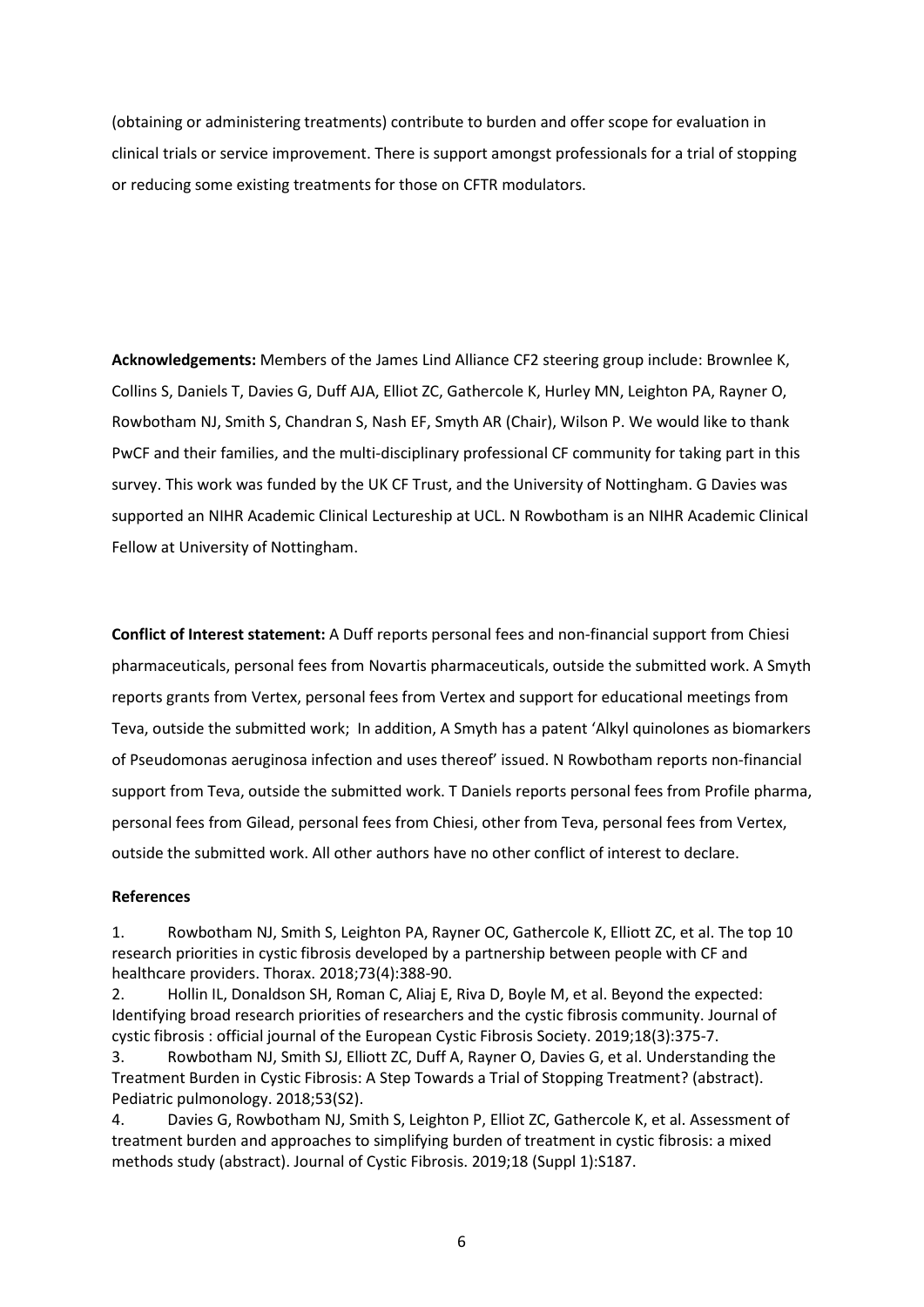(obtaining or administering treatments) contribute to burden and offer scope for evaluation in clinical trials or service improvement. There is support amongst professionals for a trial of stopping or reducing some existing treatments for those on CFTR modulators.

**Acknowledgements:** Members of the James Lind Alliance CF2 steering group include: Brownlee K, Collins S, Daniels T, Davies G, Duff AJA, Elliot ZC, Gathercole K, Hurley MN, Leighton PA, Rayner O, Rowbotham NJ, Smith S, Chandran S, Nash EF, Smyth AR (Chair), Wilson P. We would like to thank PwCF and their families, and the multi-disciplinary professional CF community for taking part in this survey. This work was funded by the UK CF Trust, and the University of Nottingham. G Davies was supported an NIHR Academic Clinical Lectureship at UCL. N Rowbotham is an NIHR Academic Clinical Fellow at University of Nottingham.

**Conflict of Interest statement:** A Duff reports personal fees and non-financial support from Chiesi pharmaceuticals, personal fees from Novartis pharmaceuticals, outside the submitted work. A Smyth reports grants from Vertex, personal fees from Vertex and support for educational meetings from Teva, outside the submitted work; In addition, A Smyth has a patent 'Alkyl quinolones as biomarkers of Pseudomonas aeruginosa infection and uses thereof' issued. N Rowbotham reports non-financial support from Teva, outside the submitted work. T Daniels reports personal fees from Profile pharma, personal fees from Gilead, personal fees from Chiesi, other from Teva, personal fees from Vertex, outside the submitted work. All other authors have no other conflict of interest to declare.

**References**

1. Rowbotham NJ, Smith S, Leighton PA, Rayner OC, Gathercole K, Elliott ZC, et al. The top 10 research priorities in cystic fibrosis developed by a partnership between people with CF and healthcare providers. Thorax. 2018;73(4):388-90.
2. Hollin IL, Donaldson SH, Roman C, Aliaj E, Riva D, Boyle M, et al. Beyond the expected: Identifying broad research priorities of researchers and the cystic fibrosis community. Journal of cystic fibrosis : official journal of the European Cystic Fibrosis Society. 2019;18(3):375-7.
3. Rowbotham NJ, Smith SJ, Elliott ZC, Duff A, Rayner O, Davies G, et al. Understanding the Treatment Burden in Cystic Fibrosis: A Step Towards a Trial of Stopping Treatment? (abstract). Pediatric pulmonology. 2018;53(S2).
4. Davies G, Rowbotham NJ, Smith S, Leighton P, Elliot ZC, Gathercole K, et al. Assessment of treatment burden and approaches to simplifying burden of treatment in cystic fibrosis: a mixed methods study (abstract). Journal of Cystic Fibrosis. 2019;18 (Suppl 1):S187.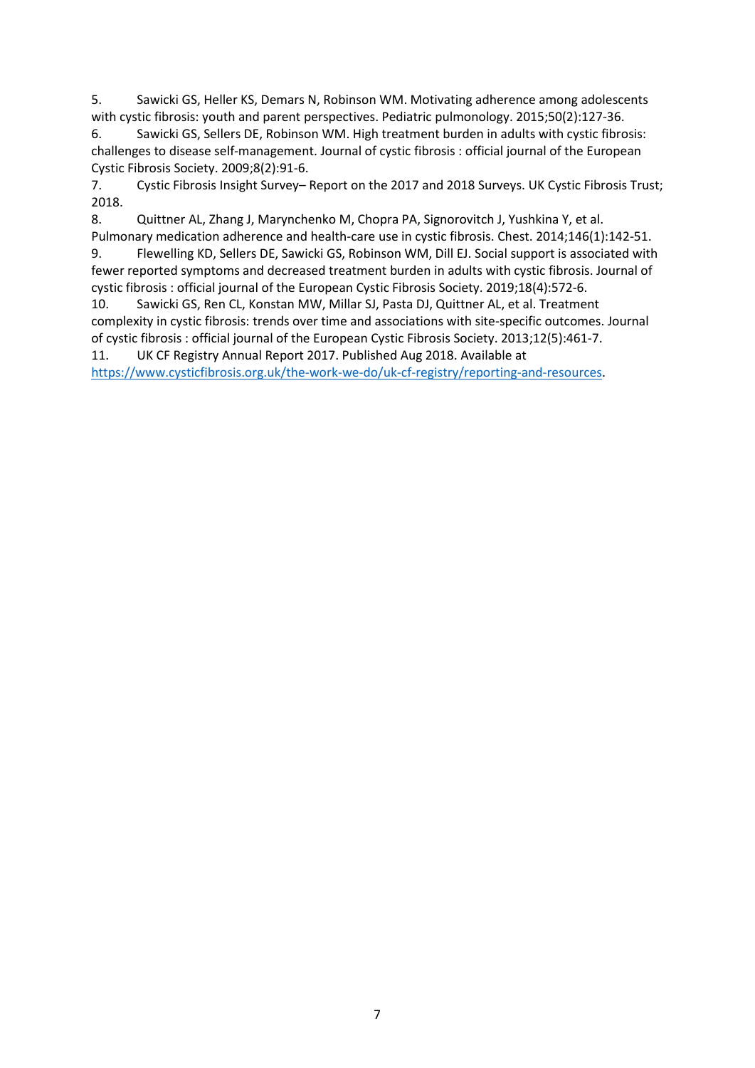5. Sawicki GS, Heller KS, Demars N, Robinson WM. Motivating adherence among adolescents with cystic fibrosis: youth and parent perspectives. Pediatric pulmonology. 2015;50(2):127-36.
6. Sawicki GS, Sellers DE, Robinson WM. High treatment burden in adults with cystic fibrosis: challenges to disease self-management. Journal of cystic fibrosis : official journal of the European Cystic Fibrosis Society. 2009;8(2):91-6.
7. Cystic Fibrosis Insight Survey– Report on the 2017 and 2018 Surveys. UK Cystic Fibrosis Trust; 2018.
8. Quittner AL, Zhang J, Marynchenko M, Chopra PA, Signorovitch J, Yushkina Y, et al. Pulmonary medication adherence and health-care use in cystic fibrosis. Chest. 2014;146(1):142-51.
9. Flewelling KD, Sellers DE, Sawicki GS, Robinson WM, Dill EJ. Social support is associated with fewer reported symptoms and decreased treatment burden in adults with cystic fibrosis. Journal of cystic fibrosis : official journal of the European Cystic Fibrosis Society. 2019;18(4):572-6.
10. Sawicki GS, Ren CL, Konstan MW, Millar SJ, Pasta DJ, Quittner AL, et al. Treatment complexity in cystic fibrosis: trends over time and associations with site-specific outcomes. Journal of cystic fibrosis : official journal of the European Cystic Fibrosis Society. 2013;12(5):461-7.
11. UK CF Registry Annual Report 2017. Published Aug 2018. Available at https://www.cysticfibrosis.org.uk/the-work-we-do/uk-cf-registry/reporting-and-resources.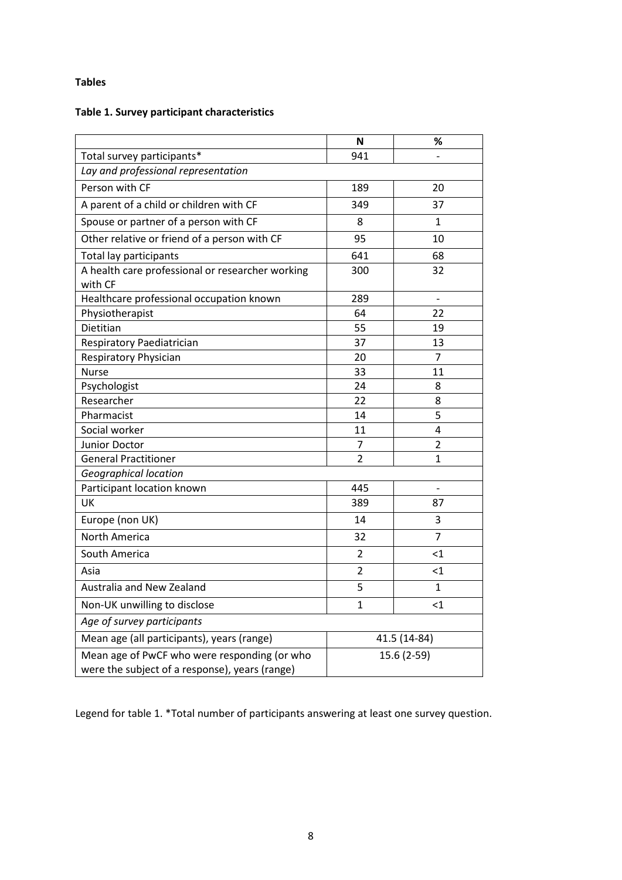**Tables**

**Table 1. Survey participant characteristics**

| | N | % |
|---|---|---|
| Total survey participants* | 941 | - |
| *Lay and professional representation* | | |
| Person with CF | 189 | 20 |
| A parent of a child or children with CF | 349 | 37 |
| Spouse or partner of a person with CF | 8 | 1 |
| Other relative or friend of a person with CF | 95 | 10 |
| Total lay participants | 641 | 68 |
| A health care professional or researcher working with CF | 300 | 32 |
| Healthcare professional occupation known | 289 | - |
| Physiotherapist | 64 | 22 |
| Dietitian | 55 | 19 |
| Respiratory Paediatrician | 37 | 13 |
| Respiratory Physician | 20 | 7 |
| Nurse | 33 | 11 |
| Psychologist | 24 | 8 |
| Researcher | 22 | 8 |
| Pharmacist | 14 | 5 |
| Social worker | 11 | 4 |
| Junior Doctor | 7 | 2 |
| General Practitioner | 2 | 1 |
| *Geographical location* | | |
| Participant location known | 445 | - |
| UK | 389 | 87 |
| Europe (non UK) | 14 | 3 |
| North America | 32 | 7 |
| South America | 2 | <1 |
| Asia | 2 | <1 |
| Australia and New Zealand | 5 | 1 |
| Non-UK unwilling to disclose | 1 | <1 |
| *Age of survey participants* | | |
| Mean age (all participants), years (range) | 41.5 (14-84) | |
| Mean age of PwCF who were responding (or who were the subject of a response), years (range) | 15.6 (2-59) | |

Legend for table 1. *Total number of participants answering at least one survey question.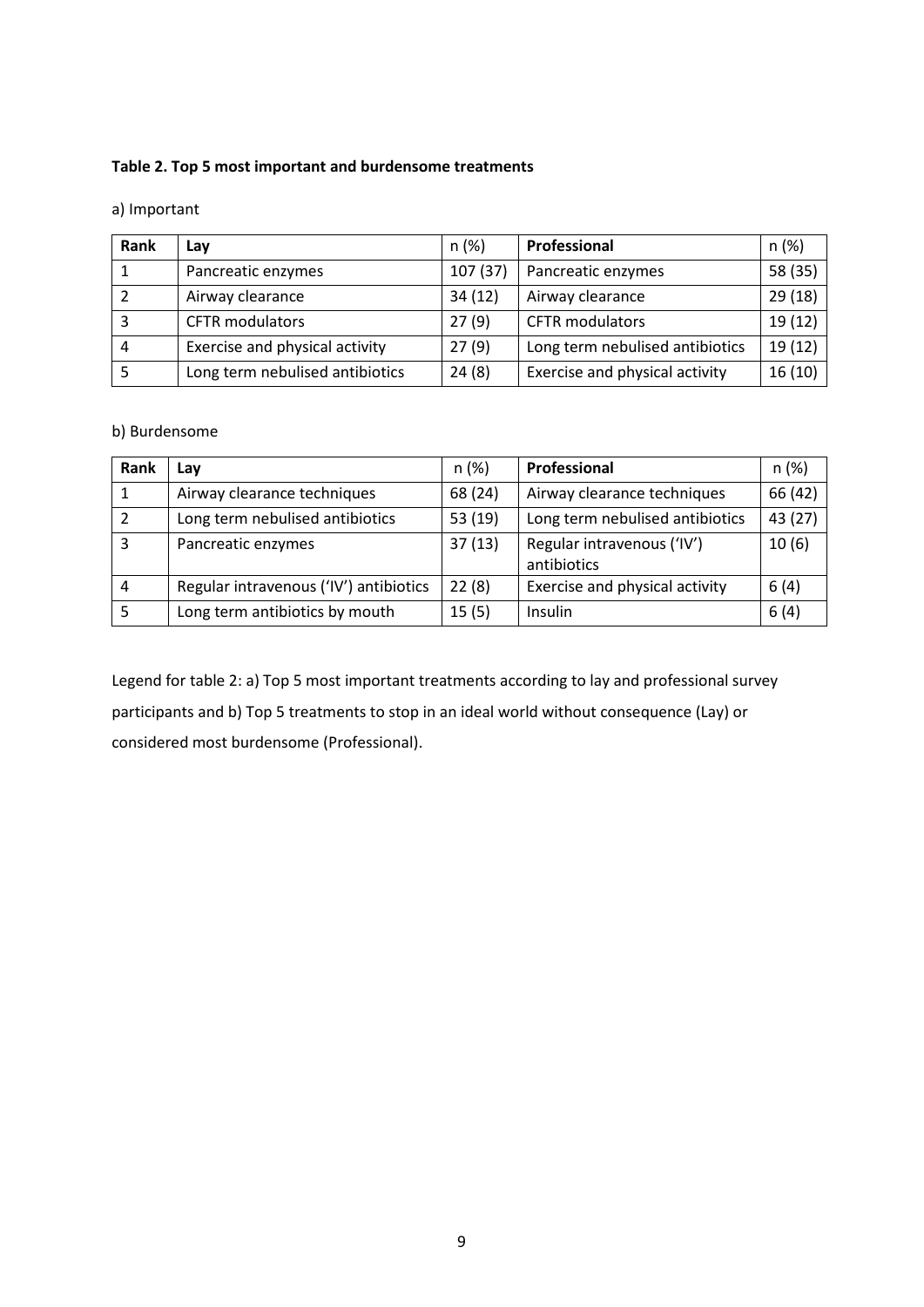**Table 2. Top 5 most important and burdensome treatments**

a) Important

| Rank | Lay | n (%) | Professional | n (%) |
|---|---|---|---|---|
| 1 | Pancreatic enzymes | 107 (37) | Pancreatic enzymes | 58 (35) |
| 2 | Airway clearance | 34 (12) | Airway clearance | 29 (18) |
| 3 | CFTR modulators | 27 (9) | CFTR modulators | 19 (12) |
| 4 | Exercise and physical activity | 27 (9) | Long term nebulised antibiotics | 19 (12) |
| 5 | Long term nebulised antibiotics | 24 (8) | Exercise and physical activity | 16 (10) |

b) Burdensome

| Rank | Lay | n (%) | Professional | n (%) |
|---|---|---|---|---|
| 1 | Airway clearance techniques | 68 (24) | Airway clearance techniques | 66 (42) |
| 2 | Long term nebulised antibiotics | 53 (19) | Long term nebulised antibiotics | 43 (27) |
| 3 | Pancreatic enzymes | 37 (13) | Regular intravenous ('IV') antibiotics | 10 (6) |
| 4 | Regular intravenous ('IV') antibiotics | 22 (8) | Exercise and physical activity | 6 (4) |
| 5 | Long term antibiotics by mouth | 15 (5) | Insulin | 6 (4) |

Legend for table 2: a) Top 5 most important treatments according to lay and professional survey participants and b) Top 5 treatments to stop in an ideal world without consequence (Lay) or considered most burdensome (Professional).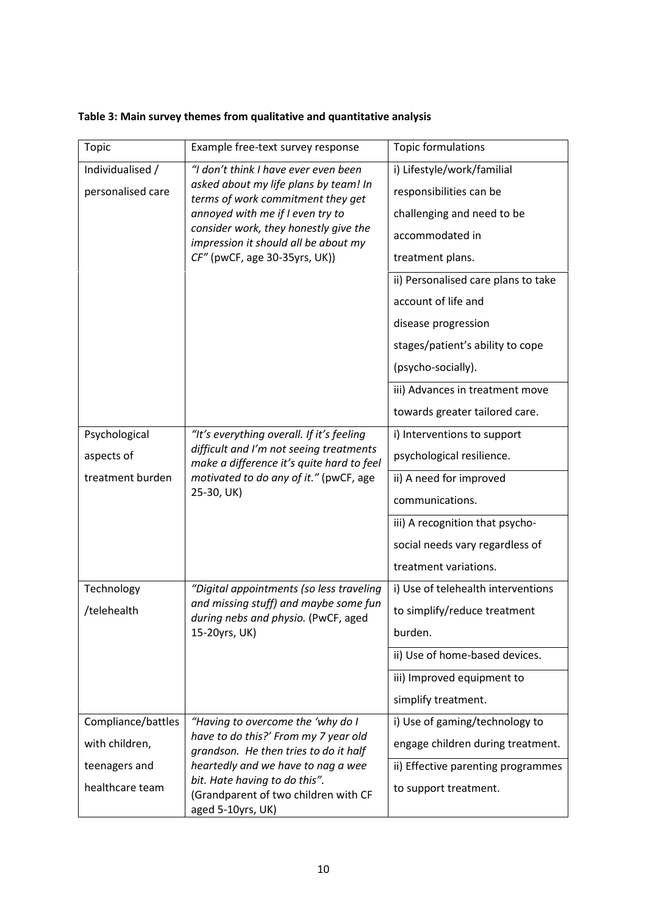**Table 3: Main survey themes from qualitative and quantitative analysis**

| Topic | Example free-text survey response | Topic formulations |
|---|---|---|
| Individualised / personalised care | *"I don't think I have ever even been asked about my life plans by team! In terms of work commitment they get annoyed with me if I even try to consider work, they honestly give the impression it should all be about my CF"* (pwCF, age 30-35yrs, UK)) | i) Lifestyle/work/familial responsibilities can be challenging and need to be accommodated in treatment plans. |
| | | ii) Personalised care plans to take account of life and disease progression stages/patient's ability to cope (psycho-socially). |
| | | iii) Advances in treatment move towards greater tailored care. |
| Psychological aspects of treatment burden | *"It's everything overall. If it's feeling difficult and I'm not seeing treatments make a difference it's quite hard to feel motivated to do any of it."* (pwCF, age 25-30, UK) | i) Interventions to support psychological resilience. |
| | | ii) A need for improved communications. |
| | | iii) A recognition that psycho-social needs vary regardless of treatment variations. |
| Technology /telehealth | *"Digital appointments (so less traveling and missing stuff) and maybe some fun during nebs and physio.* (PwCF, aged 15-20yrs, UK) | i) Use of telehealth interventions to simplify/reduce treatment burden. |
| | | ii) Use of home-based devices. |
| | | iii) Improved equipment to simplify treatment. |
| Compliance/battles with children, teenagers and healthcare team | *"Having to overcome the 'why do I have to do this?' From my 7 year old grandson. He then tries to do it half heartedly and we have to nag a wee bit. Hate having to do this".* (Grandparent of two children with CF aged 5-10yrs, UK) | i) Use of gaming/technology to engage children during treatment. |
| | | ii) Effective parenting programmes to support treatment. |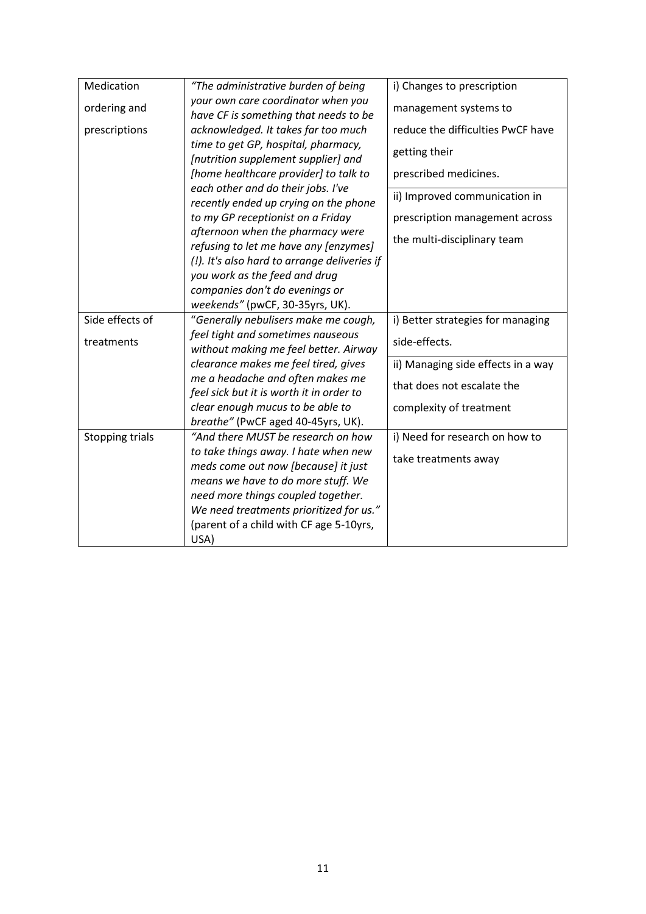| | | |
|---|---|---|
| Medication ordering and prescriptions | *"The administrative burden of being your own care coordinator when you have CF is something that needs to be acknowledged. It takes far too much time to get GP, hospital, pharmacy, [nutrition supplement supplier] and [home healthcare provider] to talk to each other and do their jobs. I've recently ended up crying on the phone to my GP receptionist on a Friday afternoon when the pharmacy were refusing to let me have any [enzymes] (!). It's also hard to arrange deliveries if you work as the feed and drug companies don't do evenings or weekends"* (pwCF, 30-35yrs, UK). | i) Changes to prescription management systems to reduce the difficulties PwCF have getting their prescribed medicines.<br>ii) Improved communication in prescription management across the multi-disciplinary team |
| Side effects of treatments | "*Generally nebulisers make me cough, feel tight and sometimes nauseous without making me feel better. Airway clearance makes me feel tired, gives me a headache and often makes me feel sick but it is worth it in order to clear enough mucus to be able to breathe"* (PwCF aged 40-45yrs, UK). | i) Better strategies for managing side-effects.<br>ii) Managing side effects in a way that does not escalate the complexity of treatment |
| Stopping trials | *"And there MUST be research on how to take things away. I hate when new meds come out now [because] it just means we have to do more stuff. We need more things coupled together. We need treatments prioritized for us."* (parent of a child with CF age 5-10yrs, USA) | i) Need for research on how to take treatments away |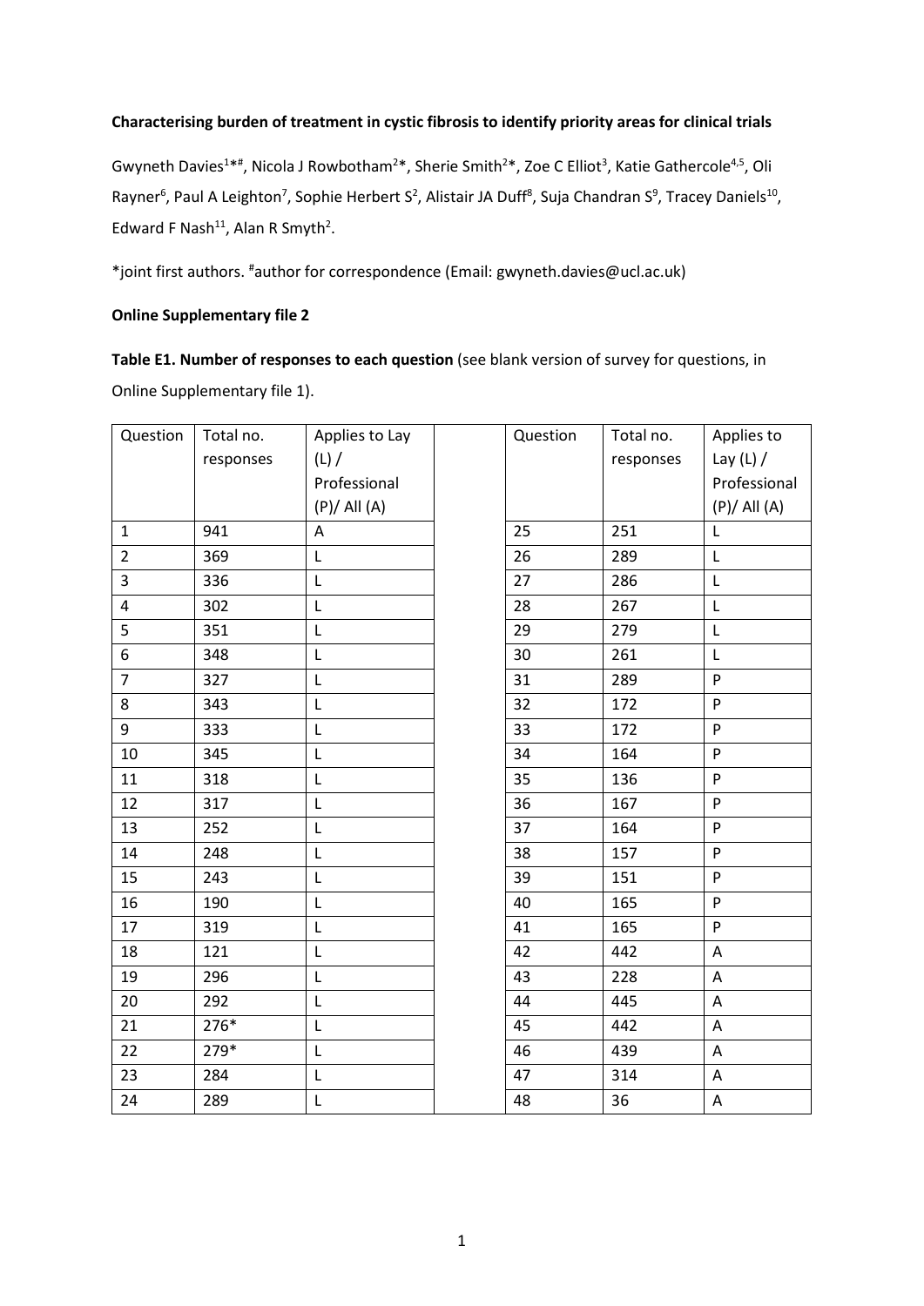**Characterising burden of treatment in cystic fibrosis to identify priority areas for clinical trials**

Gwyneth Davies[1*#], Nicola J Rowbotham[2*], Sherie Smith[2*], Zoe C Elliot[3], Katie Gathercole[4,5], Oli Rayner[6], Paul A Leighton[7], Sophie Herbert S[2], Alistair JA Duff[8], Suja Chandran S[9], Tracey Daniels[10], Edward F Nash[11], Alan R Smyth[2].

*joint first authors. #author for correspondence (Email: gwyneth.davies@ucl.ac.uk)

**Online Supplementary file 2**

**Table E1. Number of responses to each question** (see blank version of survey for questions, in Online Supplementary file 1).

| Question | Total no. responses | Applies to Lay (L) / Professional (P)/ All (A) | | Question | Total no. responses | Applies to Lay (L) / Professional (P)/ All (A) |
|---|---|---|---|---|---|---|
| 1 | 941 | A | | 25 | 251 | L |
| 2 | 369 | L | | 26 | 289 | L |
| 3 | 336 | L | | 27 | 286 | L |
| 4 | 302 | L | | 28 | 267 | L |
| 5 | 351 | L | | 29 | 279 | L |
| 6 | 348 | L | | 30 | 261 | L |
| 7 | 327 | L | | 31 | 289 | P |
| 8 | 343 | L | | 32 | 172 | P |
| 9 | 333 | L | | 33 | 172 | P |
| 10 | 345 | L | | 34 | 164 | P |
| 11 | 318 | L | | 35 | 136 | P |
| 12 | 317 | L | | 36 | 167 | P |
| 13 | 252 | L | | 37 | 164 | P |
| 14 | 248 | L | | 38 | 157 | P |
| 15 | 243 | L | | 39 | 151 | P |
| 16 | 190 | L | | 40 | 165 | P |
| 17 | 319 | L | | 41 | 165 | P |
| 18 | 121 | L | | 42 | 442 | A |
| 19 | 296 | L | | 43 | 228 | A |
| 20 | 292 | L | | 44 | 445 | A |
| 21 | 276* | L | | 45 | 442 | A |
| 22 | 279* | L | | 46 | 439 | A |
| 23 | 284 | L | | 47 | 314 | A |
| 24 | 289 | L | | 48 | 36 | A |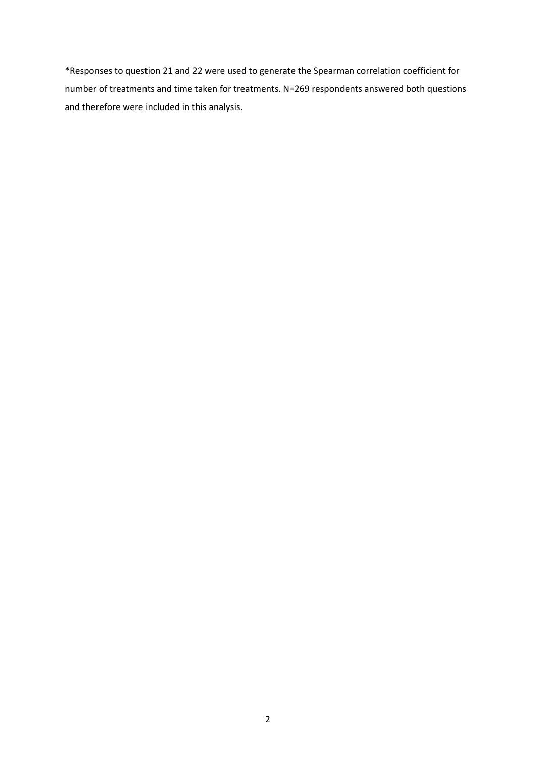*Responses to question 21 and 22 were used to generate the Spearman correlation coefficient for number of treatments and time taken for treatments. N=269 respondents answered both questions and therefore were included in this analysis.